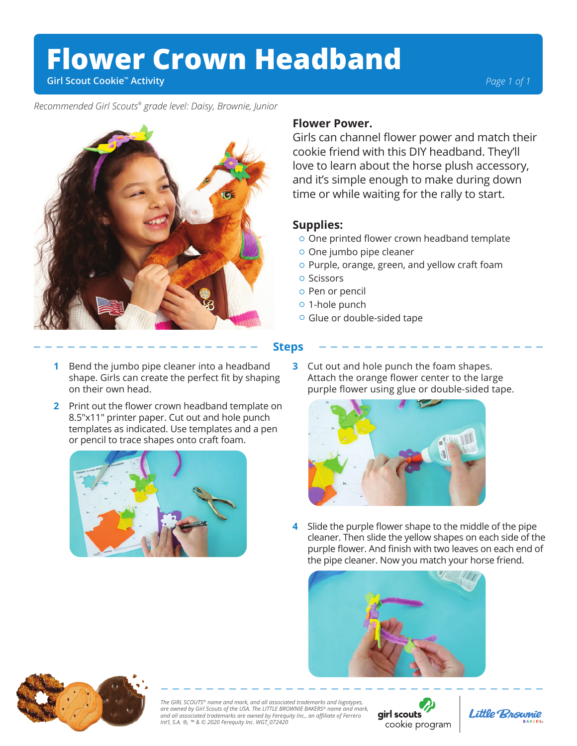# Flower Crown Headband

**Girl Scout Cookie™ Activity**

*Recommended Girl Scouts® grade level: Daisy, Brownie, Junior*

## Flower Power.

Girls can channel flower power and match their cookie friend with this DIY headband. They'll love to learn about the horse plush accessory, and it's simple enough to make during down time or while waiting for the rally to start.

## Supplies:

- One printed flower crown headband template
- One jumbo pipe cleaner
- Purple, orange, green, and yellow craft foam
- Scissors
- Pen or pencil
- 1-hole punch
- Glue or double-sided tape

## Steps

1. Bend the jumbo pipe cleaner into a headband shape. Girls can create the perfect fit by shaping on their own head.
2. Print out the flower crown headband template on 8.5"x11" printer paper. Cut out and hole punch templates as indicated. Use templates and a pen or pencil to trace shapes onto craft foam.
3. Cut out and hole punch the foam shapes. Attach the orange flower center to the large purple flower using glue or double-sided tape.
4. Slide the purple flower shape to the middle of the pipe cleaner. Then slide the yellow shapes on each side of the purple flower. And finish with two leaves on each end of the pipe cleaner. Now you match your horse friend.

*The GIRL SCOUTS® name and mark, and all associated trademarks and logotypes, are owned by Girl Scouts of the USA. The LITTLE BROWNIE BAKERS® name and mark, and all associated trademarks are owned by Ferequity Inc., an affiliate of Ferrero Int'l, S.A. ®, ™ & © 2020 Ferequity Inc. WGT_072420*

girl scouts cookie program

Little Brownie BAKERS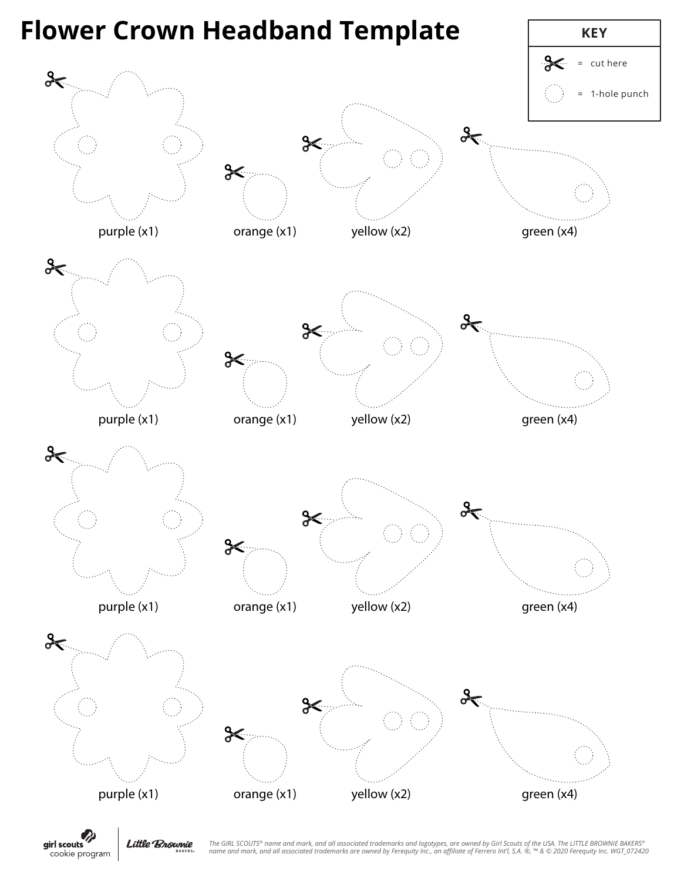# Flower Crown Headband Template

**KEY**

= cut here

= 1-hole punch

purple (x1)

orange (x1)

yellow (x2)

green (x4)

purple (x1)

orange (x1)

yellow (x2)

green (x4)

purple (x1)

orange (x1)

yellow (x2)

green (x4)

purple (x1)

orange (x1)

yellow (x2)

green (x4)

girl scouts cookie program | Little Brownie BAKERS

*The GIRL SCOUTS® name and mark, and all associated trademarks and logotypes, are owned by Girl Scouts of the USA. The LITTLE BROWNIE BAKERS® name and mark, and all associated trademarks are owned by Ferequity Inc., an affiliate of Ferrero Int'l, S.A. ®, ™ & © 2020 Ferequity Inc. WGT_072420*